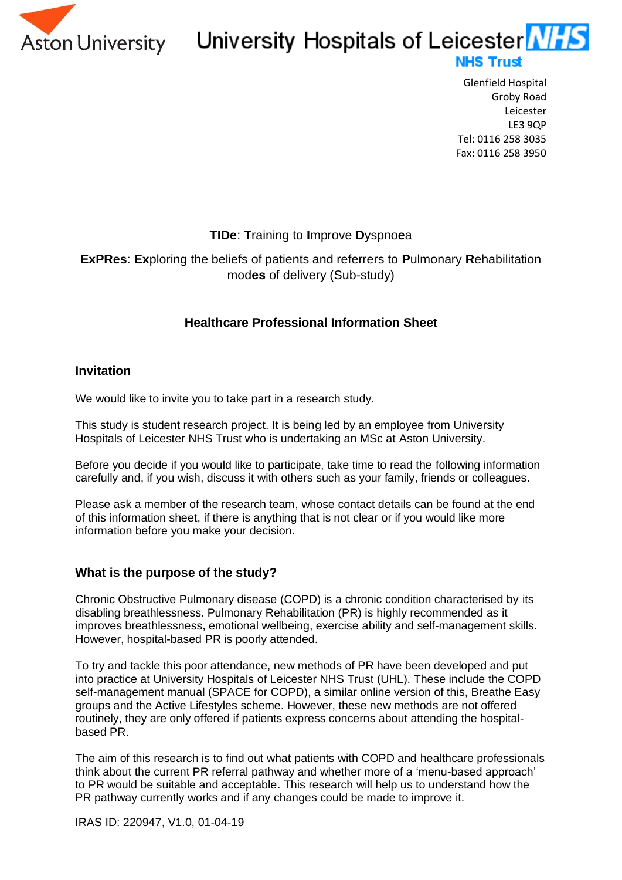Aston University

University Hospitals of Leicester NHS Trust

Glenfield Hospital
Groby Road
Leicester
LE3 9QP
Tel: 0116 258 3035
Fax: 0116 258 3950

**TIDe**: **T**raining to **I**mprove **D**yspno**e**a

**ExPRes**: **Ex**ploring the beliefs of patients and referrers to **P**ulmonary **R**ehabilitation mod**es** of delivery (Sub-study)

## Healthcare Professional Information Sheet

### Invitation

We would like to invite you to take part in a research study.

This study is student research project. It is being led by an employee from University Hospitals of Leicester NHS Trust who is undertaking an MSc at Aston University.

Before you decide if you would like to participate, take time to read the following information carefully and, if you wish, discuss it with others such as your family, friends or colleagues.

Please ask a member of the research team, whose contact details can be found at the end of this information sheet, if there is anything that is not clear or if you would like more information before you make your decision.

### What is the purpose of the study?

Chronic Obstructive Pulmonary disease (COPD) is a chronic condition characterised by its disabling breathlessness. Pulmonary Rehabilitation (PR) is highly recommended as it improves breathlessness, emotional wellbeing, exercise ability and self-management skills. However, hospital-based PR is poorly attended.

To try and tackle this poor attendance, new methods of PR have been developed and put into practice at University Hospitals of Leicester NHS Trust (UHL). These include the COPD self-management manual (SPACE for COPD), a similar online version of this, Breathe Easy groups and the Active Lifestyles scheme. However, these new methods are not offered routinely, they are only offered if patients express concerns about attending the hospital-based PR.

The aim of this research is to find out what patients with COPD and healthcare professionals think about the current PR referral pathway and whether more of a 'menu-based approach' to PR would be suitable and acceptable. This research will help us to understand how the PR pathway currently works and if any changes could be made to improve it.

IRAS ID: 220947, V1.0, 01-04-19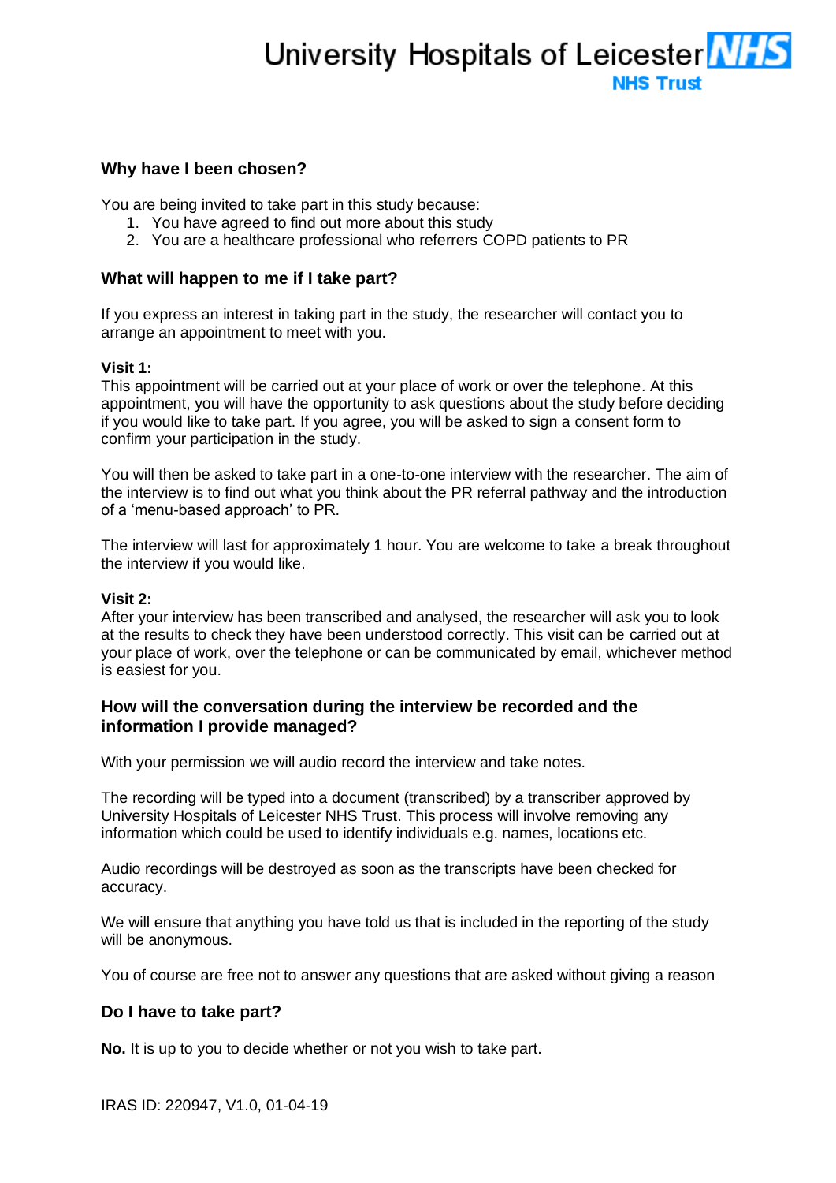## Why have I been chosen?

You are being invited to take part in this study because:

1. You have agreed to find out more about this study
2. You are a healthcare professional who referrers COPD patients to PR

## What will happen to me if I take part?

If you express an interest in taking part in the study, the researcher will contact you to arrange an appointment to meet with you.

**Visit 1:**
This appointment will be carried out at your place of work or over the telephone. At this appointment, you will have the opportunity to ask questions about the study before deciding if you would like to take part. If you agree, you will be asked to sign a consent form to confirm your participation in the study.

You will then be asked to take part in a one-to-one interview with the researcher. The aim of the interview is to find out what you think about the PR referral pathway and the introduction of a 'menu-based approach' to PR.

The interview will last for approximately 1 hour. You are welcome to take a break throughout the interview if you would like.

**Visit 2:**
After your interview has been transcribed and analysed, the researcher will ask you to look at the results to check they have been understood correctly. This visit can be carried out at your place of work, over the telephone or can be communicated by email, whichever method is easiest for you.

## How will the conversation during the interview be recorded and the information I provide managed?

With your permission we will audio record the interview and take notes.

The recording will be typed into a document (transcribed) by a transcriber approved by University Hospitals of Leicester NHS Trust. This process will involve removing any information which could be used to identify individuals e.g. names, locations etc.

Audio recordings will be destroyed as soon as the transcripts have been checked for accuracy.

We will ensure that anything you have told us that is included in the reporting of the study will be anonymous.

You of course are free not to answer any questions that are asked without giving a reason

## Do I have to take part?

**No.** It is up to you to decide whether or not you wish to take part.

IRAS ID: 220947, V1.0, 01-04-19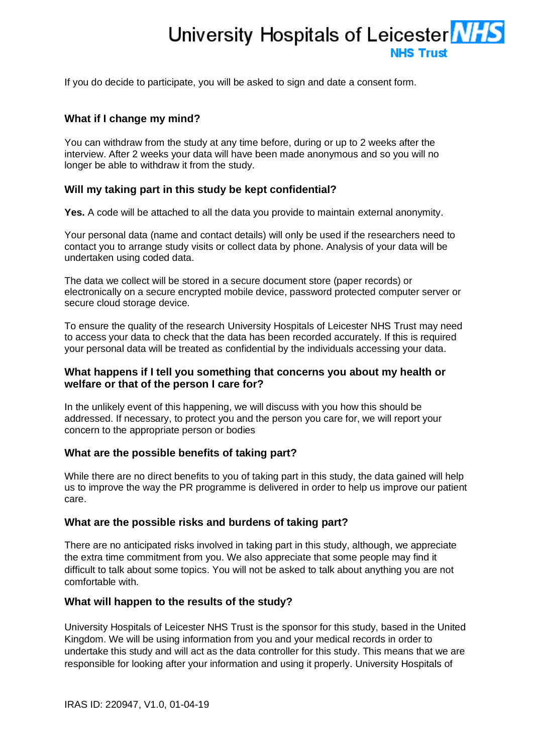If you do decide to participate, you will be asked to sign and date a consent form.

### What if I change my mind?

You can withdraw from the study at any time before, during or up to 2 weeks after the interview. After 2 weeks your data will have been made anonymous and so you will no longer be able to withdraw it from the study.

### Will my taking part in this study be kept confidential?

**Yes.** A code will be attached to all the data you provide to maintain external anonymity.

Your personal data (name and contact details) will only be used if the researchers need to contact you to arrange study visits or collect data by phone. Analysis of your data will be undertaken using coded data.

The data we collect will be stored in a secure document store (paper records) or electronically on a secure encrypted mobile device, password protected computer server or secure cloud storage device.

To ensure the quality of the research University Hospitals of Leicester NHS Trust may need to access your data to check that the data has been recorded accurately. If this is required your personal data will be treated as confidential by the individuals accessing your data.

### What happens if I tell you something that concerns you about my health or welfare or that of the person I care for?

In the unlikely event of this happening, we will discuss with you how this should be addressed. If necessary, to protect you and the person you care for, we will report your concern to the appropriate person or bodies

### What are the possible benefits of taking part?

While there are no direct benefits to you of taking part in this study, the data gained will help us to improve the way the PR programme is delivered in order to help us improve our patient care.

### What are the possible risks and burdens of taking part?

There are no anticipated risks involved in taking part in this study, although, we appreciate the extra time commitment from you. We also appreciate that some people may find it difficult to talk about some topics. You will not be asked to talk about anything you are not comfortable with.

### What will happen to the results of the study?

University Hospitals of Leicester NHS Trust is the sponsor for this study, based in the United Kingdom. We will be using information from you and your medical records in order to undertake this study and will act as the data controller for this study. This means that we are responsible for looking after your information and using it properly. University Hospitals of

IRAS ID: 220947, V1.0, 01-04-19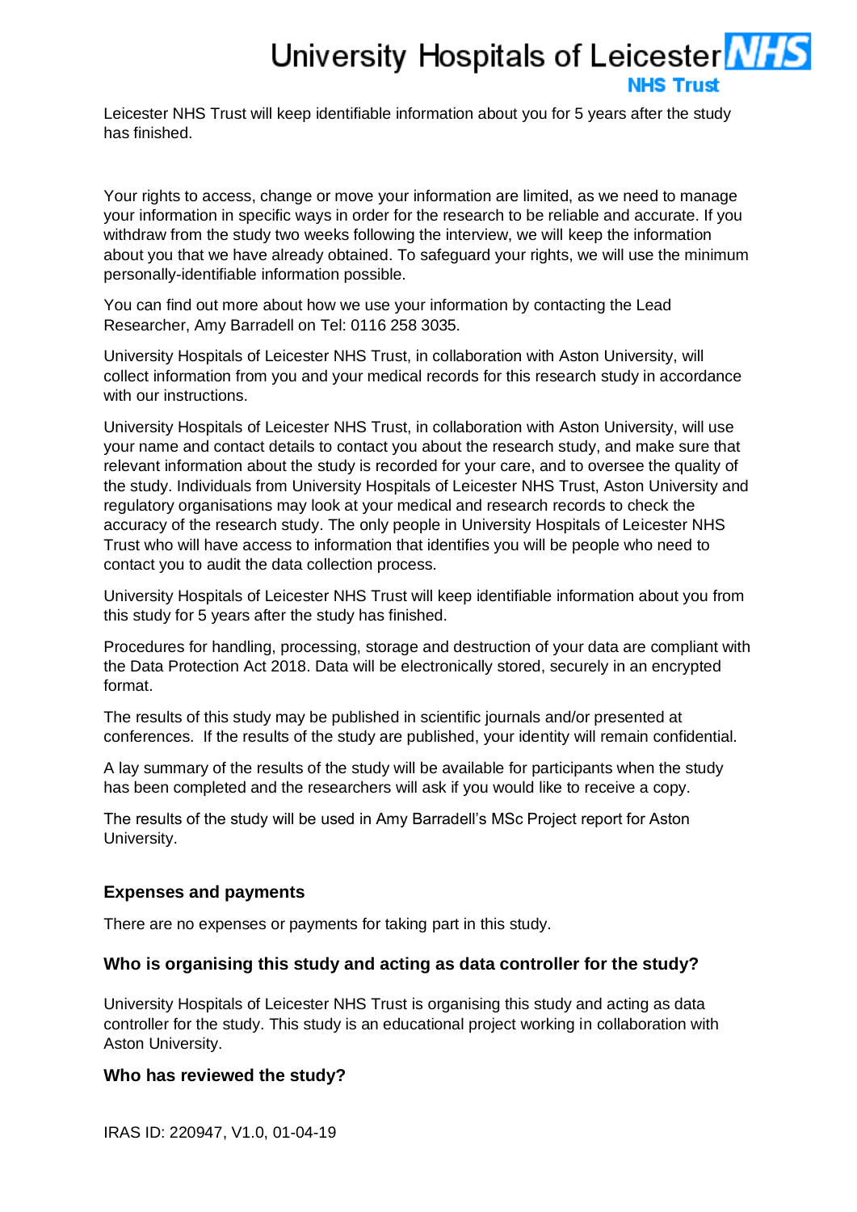Leicester NHS Trust will keep identifiable information about you for 5 years after the study has finished.

Your rights to access, change or move your information are limited, as we need to manage your information in specific ways in order for the research to be reliable and accurate. If you withdraw from the study two weeks following the interview, we will keep the information about you that we have already obtained. To safeguard your rights, we will use the minimum personally-identifiable information possible.

You can find out more about how we use your information by contacting the Lead Researcher, Amy Barradell on Tel: 0116 258 3035.

University Hospitals of Leicester NHS Trust, in collaboration with Aston University, will collect information from you and your medical records for this research study in accordance with our instructions.

University Hospitals of Leicester NHS Trust, in collaboration with Aston University, will use your name and contact details to contact you about the research study, and make sure that relevant information about the study is recorded for your care, and to oversee the quality of the study. Individuals from University Hospitals of Leicester NHS Trust, Aston University and regulatory organisations may look at your medical and research records to check the accuracy of the research study. The only people in University Hospitals of Leicester NHS Trust who will have access to information that identifies you will be people who need to contact you to audit the data collection process.

University Hospitals of Leicester NHS Trust will keep identifiable information about you from this study for 5 years after the study has finished.

Procedures for handling, processing, storage and destruction of your data are compliant with the Data Protection Act 2018. Data will be electronically stored, securely in an encrypted format.

The results of this study may be published in scientific journals and/or presented at conferences. If the results of the study are published, your identity will remain confidential.

A lay summary of the results of the study will be available for participants when the study has been completed and the researchers will ask if you would like to receive a copy.

The results of the study will be used in Amy Barradell's MSc Project report for Aston University.

### Expenses and payments

There are no expenses or payments for taking part in this study.

### Who is organising this study and acting as data controller for the study?

University Hospitals of Leicester NHS Trust is organising this study and acting as data controller for the study. This study is an educational project working in collaboration with Aston University.

### Who has reviewed the study?

IRAS ID: 220947, V1.0, 01-04-19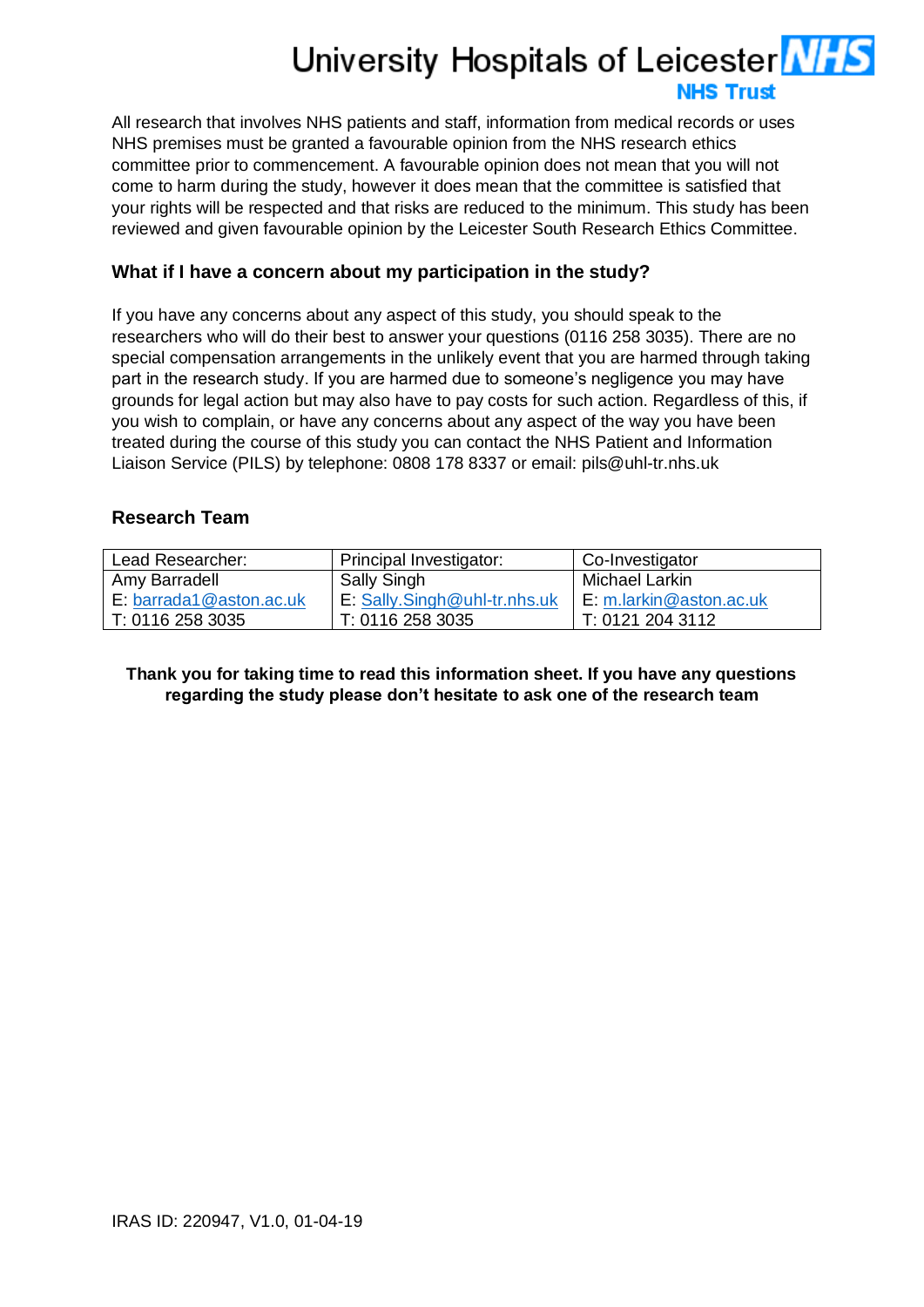All research that involves NHS patients and staff, information from medical records or uses NHS premises must be granted a favourable opinion from the NHS research ethics committee prior to commencement. A favourable opinion does not mean that you will not come to harm during the study, however it does mean that the committee is satisfied that your rights will be respected and that risks are reduced to the minimum. This study has been reviewed and given favourable opinion by the Leicester South Research Ethics Committee.

### What if I have a concern about my participation in the study?

If you have any concerns about any aspect of this study, you should speak to the researchers who will do their best to answer your questions (0116 258 3035). There are no special compensation arrangements in the unlikely event that you are harmed through taking part in the research study. If you are harmed due to someone's negligence you may have grounds for legal action but may also have to pay costs for such action. Regardless of this, if you wish to complain, or have any concerns about any aspect of the way you have been treated during the course of this study you can contact the NHS Patient and Information Liaison Service (PILS) by telephone: 0808 178 8337 or email: pils@uhl-tr.nhs.uk

### Research Team

| Lead Researcher: | Principal Investigator: | Co-Investigator |
|---|---|---|
| Amy Barradell<br>E: barrada1@aston.ac.uk<br>T: 0116 258 3035 | Sally Singh<br>E: Sally.Singh@uhl-tr.nhs.uk<br>T: 0116 258 3035 | Michael Larkin<br>E: m.larkin@aston.ac.uk<br>T: 0121 204 3112 |

**Thank you for taking time to read this information sheet. If you have any questions regarding the study please don't hesitate to ask one of the research team**

IRAS ID: 220947, V1.0, 01-04-19